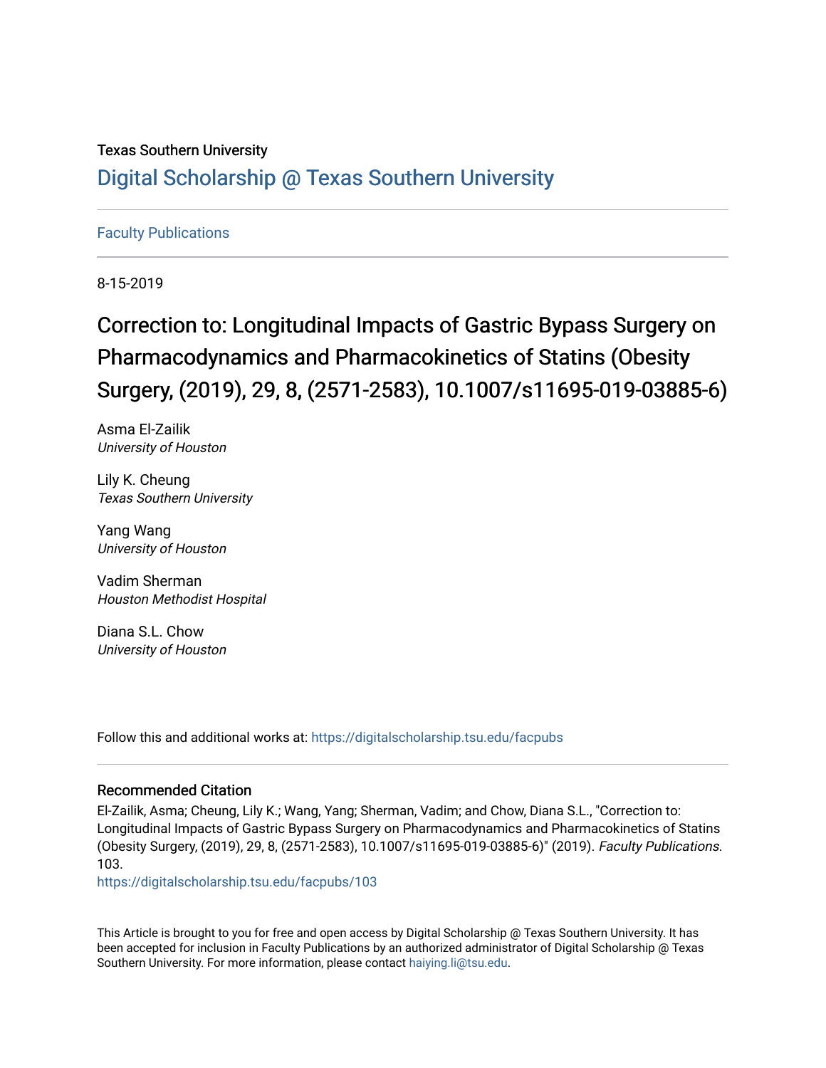Texas Southern University

# Digital Scholarship @ Texas Southern University

Faculty Publications

8-15-2019

## Correction to: Longitudinal Impacts of Gastric Bypass Surgery on Pharmacodynamics and Pharmacokinetics of Statins (Obesity Surgery, (2019), 29, 8, (2571-2583), 10.1007/s11695-019-03885-6)

Asma El-Zailik
*University of Houston*

Lily K. Cheung
*Texas Southern University*

Yang Wang
*University of Houston*

Vadim Sherman
*Houston Methodist Hospital*

Diana S.L. Chow
*University of Houston*

Follow this and additional works at: https://digitalscholarship.tsu.edu/facpubs

### Recommended Citation

El-Zailik, Asma; Cheung, Lily K.; Wang, Yang; Sherman, Vadim; and Chow, Diana S.L., "Correction to: Longitudinal Impacts of Gastric Bypass Surgery on Pharmacodynamics and Pharmacokinetics of Statins (Obesity Surgery, (2019), 29, 8, (2571-2583), 10.1007/s11695-019-03885-6)" (2019). *Faculty Publications*. 103.
https://digitalscholarship.tsu.edu/facpubs/103

This Article is brought to you for free and open access by Digital Scholarship @ Texas Southern University. It has been accepted for inclusion in Faculty Publications by an authorized administrator of Digital Scholarship @ Texas Southern University. For more information, please contact haiying.li@tsu.edu.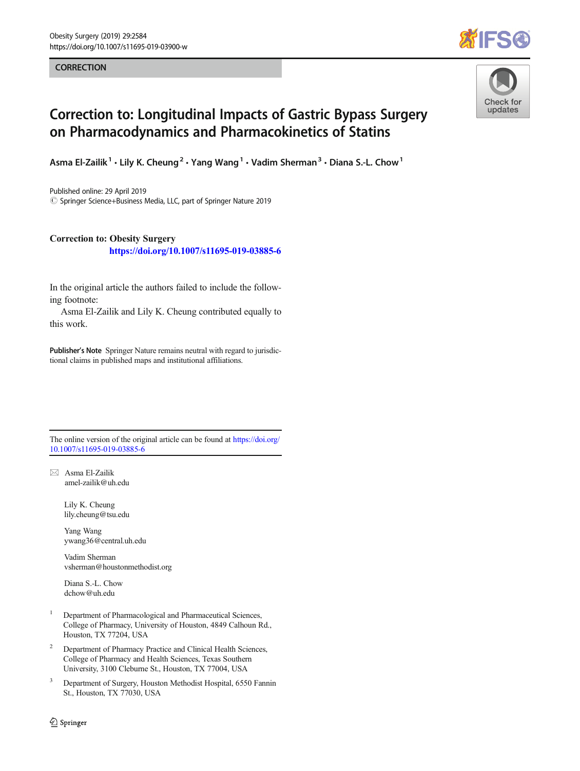CORRECTION

# Correction to: Longitudinal Impacts of Gastric Bypass Surgery on Pharmacodynamics and Pharmacokinetics of Statins

Asma El-Zailik[1] · Lily K. Cheung[2] · Yang Wang[1] · Vadim Sherman[3] · Diana S.-L. Chow[1]

Published online: 29 April 2019
© Springer Science+Business Media, LLC, part of Springer Nature 2019

**Correction to: Obesity Surgery**
https://doi.org/10.1007/s11695-019-03885-6

In the original article the authors failed to include the following footnote:

Asma El-Zailik and Lily K. Cheung contributed equally to this work.

**Publisher's Note** Springer Nature remains neutral with regard to jurisdictional claims in published maps and institutional affiliations.

---

The online version of the original article can be found at https://doi.org/10.1007/s11695-019-03885-6

---

✉ Asma El-Zailik
amel-zailik@uh.edu

Lily K. Cheung
lily.cheung@tsu.edu

Yang Wang
ywang36@central.uh.edu

Vadim Sherman
vsherman@houstonmethodist.org

Diana S.-L. Chow
dchow@uh.edu

[1] Department of Pharmacological and Pharmaceutical Sciences, College of Pharmacy, University of Houston, 4849 Calhoun Rd., Houston, TX 77204, USA

[2] Department of Pharmacy Practice and Clinical Health Sciences, College of Pharmacy and Health Sciences, Texas Southern University, 3100 Cleburne St., Houston, TX 77004, USA

[3] Department of Surgery, Houston Methodist Hospital, 6550 Fannin St., Houston, TX 77030, USA